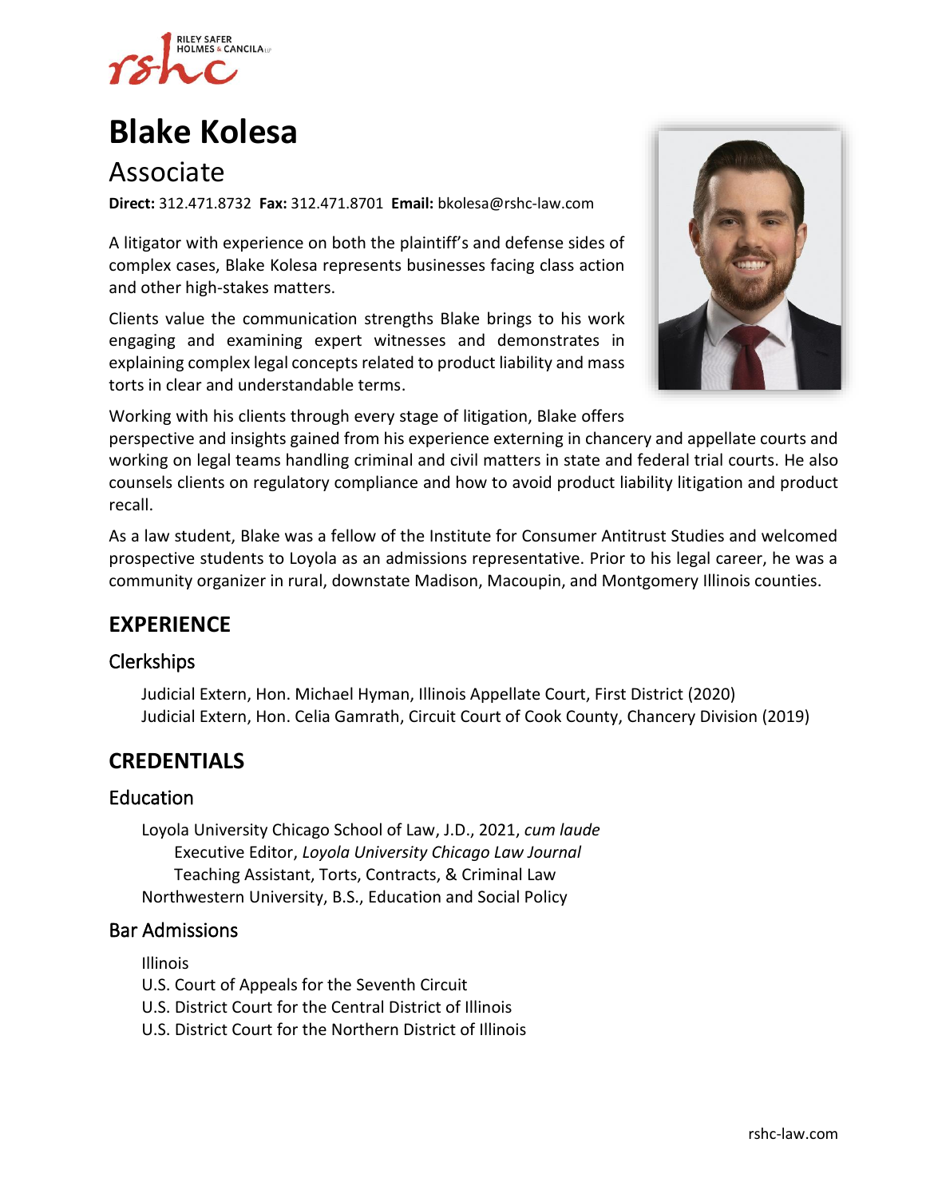# Blake Kolesa

## Associate

**Direct:** 312.471.8732 **Fax:** 312.471.8701 **Email:** bkolesa@rshc-law.com

A litigator with experience on both the plaintiff's and defense sides of complex cases, Blake Kolesa represents businesses facing class action and other high-stakes matters.

Clients value the communication strengths Blake brings to his work engaging and examining expert witnesses and demonstrates in explaining complex legal concepts related to product liability and mass torts in clear and understandable terms.

Working with his clients through every stage of litigation, Blake offers perspective and insights gained from his experience externing in chancery and appellate courts and working on legal teams handling criminal and civil matters in state and federal trial courts. He also counsels clients on regulatory compliance and how to avoid product liability litigation and product recall.

As a law student, Blake was a fellow of the Institute for Consumer Antitrust Studies and welcomed prospective students to Loyola as an admissions representative. Prior to his legal career, he was a community organizer in rural, downstate Madison, Macoupin, and Montgomery Illinois counties.

## EXPERIENCE

### Clerkships

Judicial Extern, Hon. Michael Hyman, Illinois Appellate Court, First District (2020)
Judicial Extern, Hon. Celia Gamrath, Circuit Court of Cook County, Chancery Division (2019)

## CREDENTIALS

### Education

Loyola University Chicago School of Law, J.D., 2021, *cum laude*
- Executive Editor, *Loyola University Chicago Law Journal*
- Teaching Assistant, Torts, Contracts, & Criminal Law

Northwestern University, B.S., Education and Social Policy

### Bar Admissions

Illinois
U.S. Court of Appeals for the Seventh Circuit
U.S. District Court for the Central District of Illinois
U.S. District Court for the Northern District of Illinois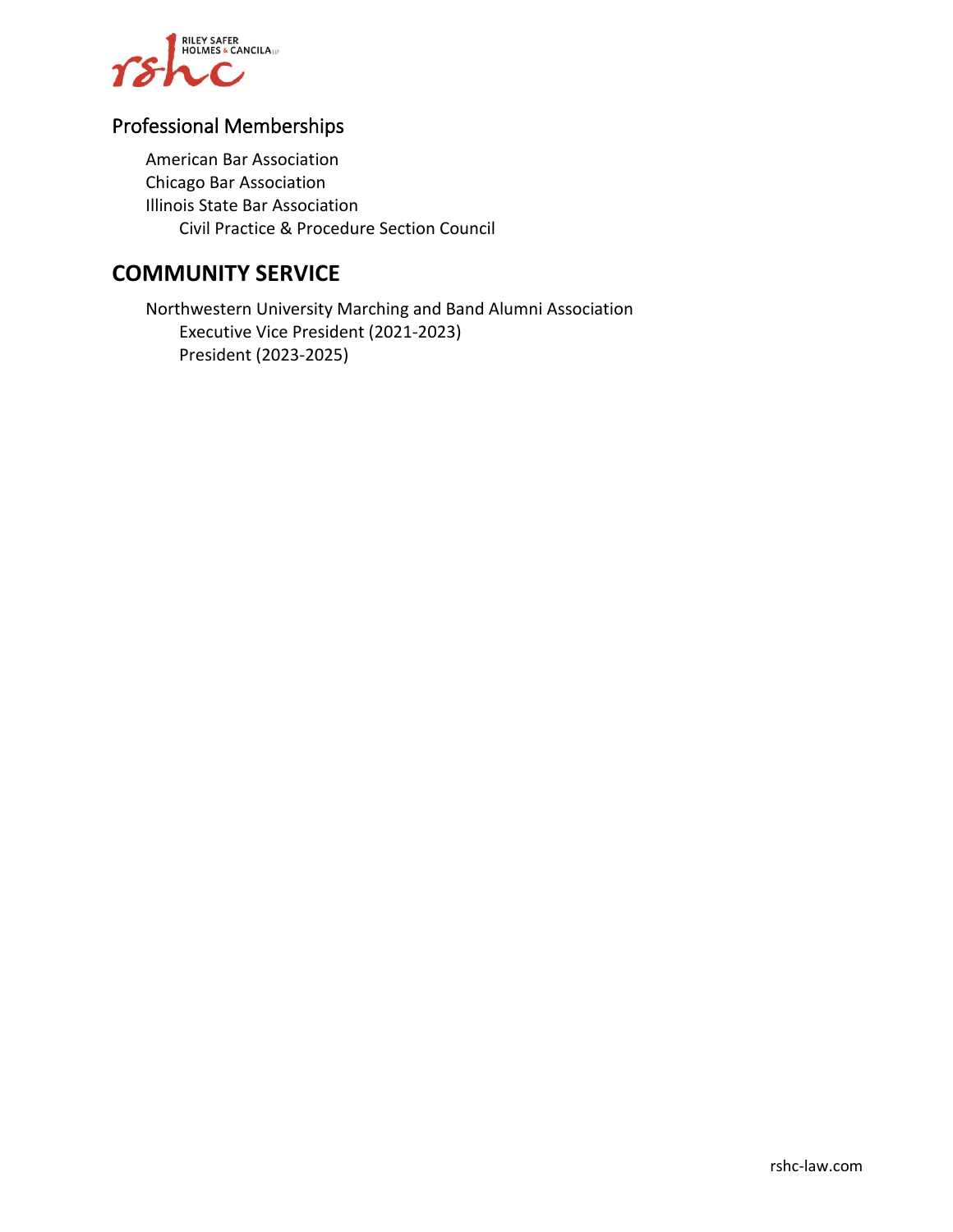## Professional Memberships

- American Bar Association
- Chicago Bar Association
- Illinois State Bar Association
  - Civil Practice & Procedure Section Council

## COMMUNITY SERVICE

- Northwestern University Marching and Band Alumni Association
  - Executive Vice President (2021-2023)
  - President (2023-2025)